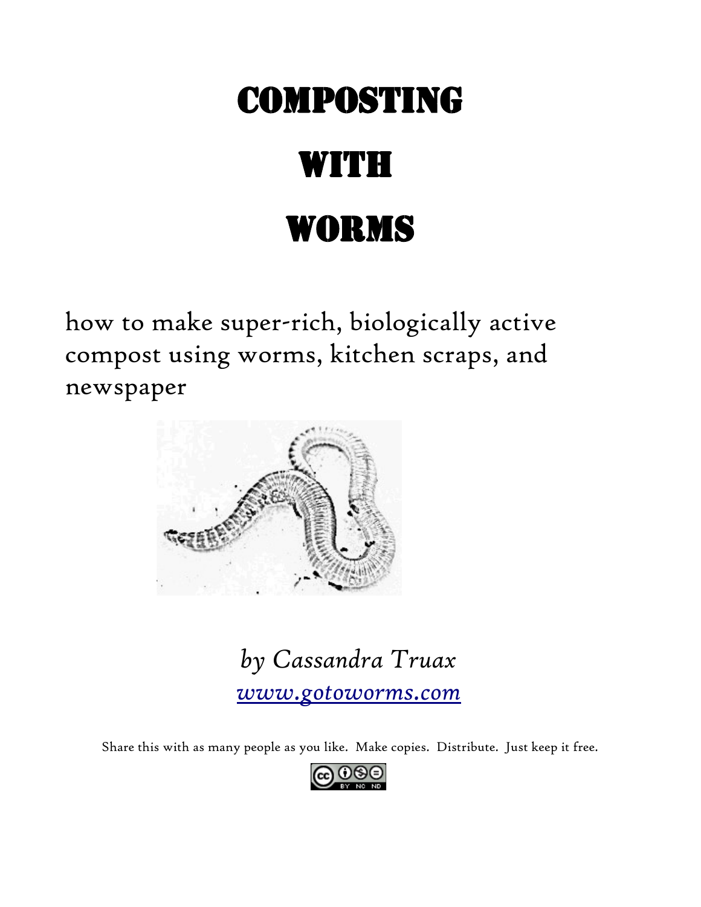# COMPOSTING WITH WORMS

how to make super-rich, biologically active compost using worms, kitchen scraps, and newspaper

*by Cassandra Truax*

*[www.gotoworms.com](http://www.gotoworms.com)*

Share this with as many people as you like. Make copies. Distribute. Just keep it free.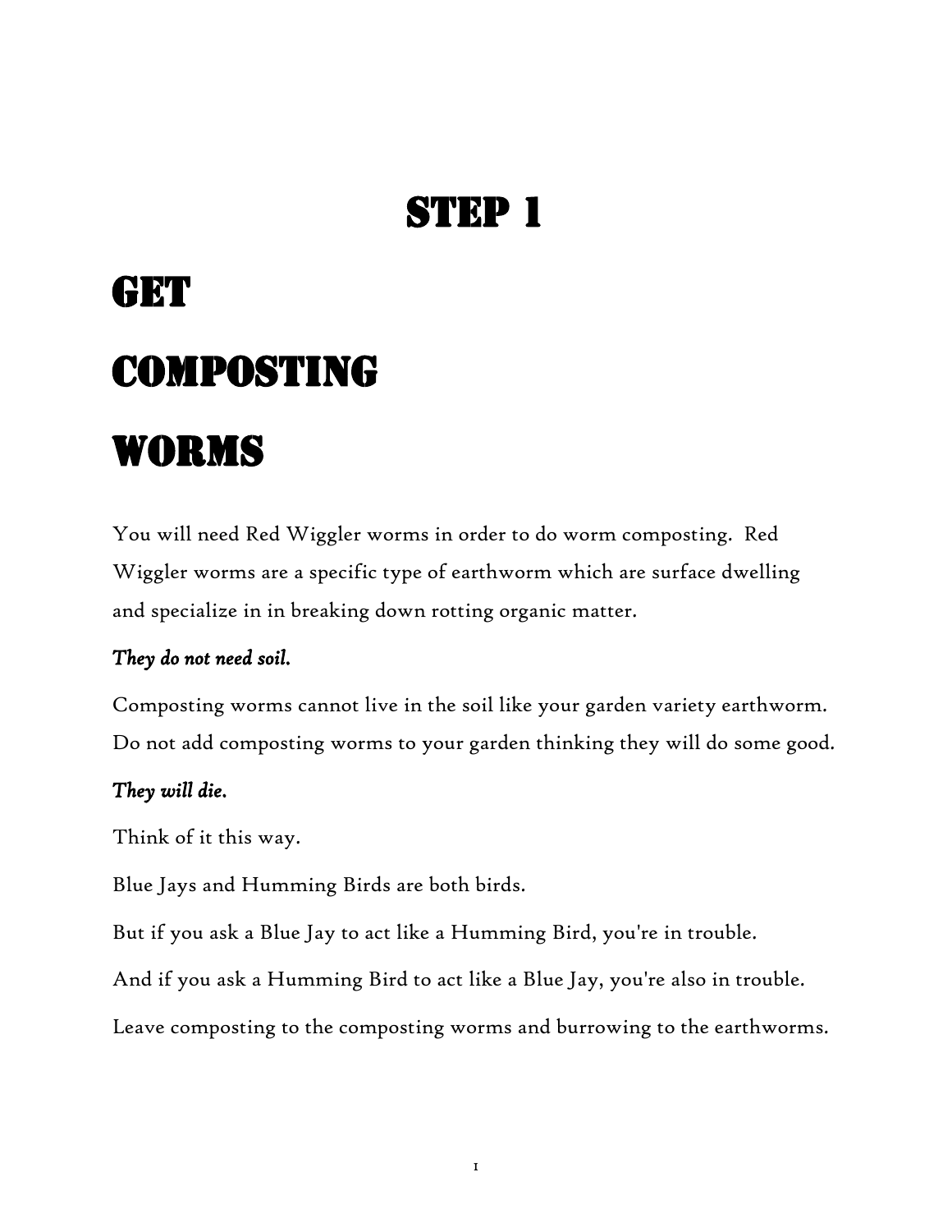# Step 1

# Get

# Composting

# Worms

You will need Red Wiggler worms in order to do worm composting. Red Wiggler worms are a specific type of earthworm which are surface dwelling and specialize in in breaking down rotting organic matter.

***They do not need soil.***

Composting worms cannot live in the soil like your garden variety earthworm. Do not add composting worms to your garden thinking they will do some good.

***They will die.***

Think of it this way.

Blue Jays and Humming Birds are both birds.

But if you ask a Blue Jay to act like a Humming Bird, you're in trouble.

And if you ask a Humming Bird to act like a Blue Jay, you're also in trouble.

Leave composting to the composting worms and burrowing to the earthworms.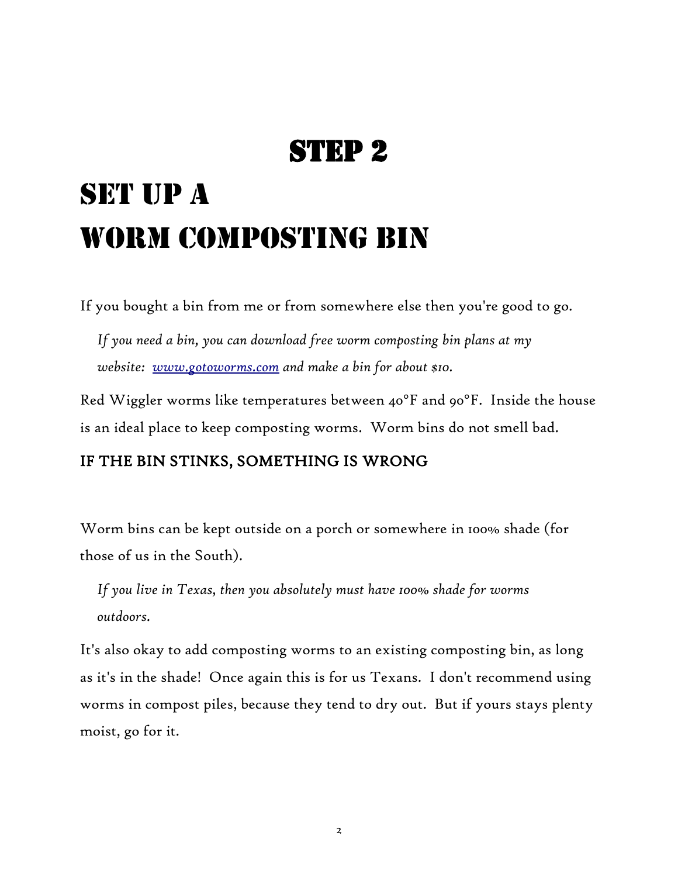# STEP 2

# SET UP A WORM COMPOSTING BIN

If you bought a bin from me or from somewhere else then you're good to go.

> *If you need a bin, you can download free worm composting bin plans at my website: [www.gotoworms.com](http://www.gotoworms.com) and make a bin for about $10.*

Red Wiggler worms like temperatures between 40°F and 90°F. Inside the house is an ideal place to keep composting worms. Worm bins do not smell bad.

**IF THE BIN STINKS, SOMETHING IS WRONG**

Worm bins can be kept outside on a porch or somewhere in 100% shade (for those of us in the South).

> *If you live in Texas, then you absolutely must have 100% shade for worms outdoors.*

It's also okay to add composting worms to an existing composting bin, as long as it's in the shade! Once again this is for us Texans. I don't recommend using worms in compost piles, because they tend to dry out. But if yours stays plenty moist, go for it.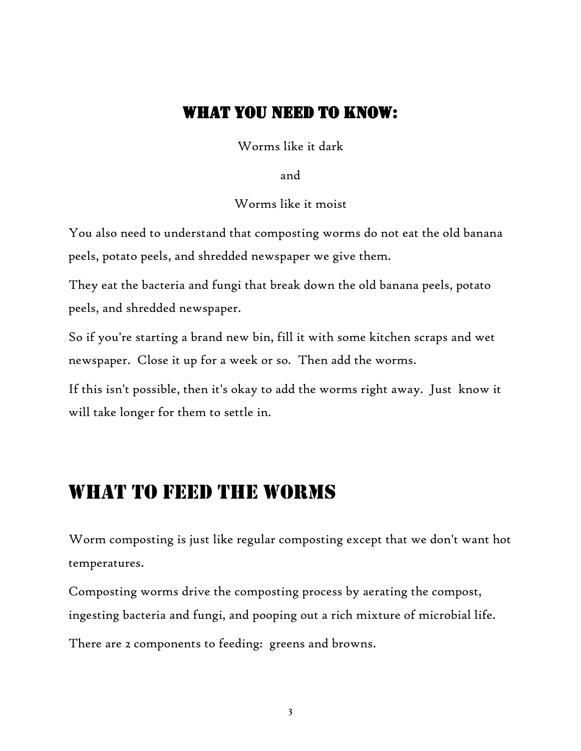## What You Need to Know:

Worms like it dark

and

Worms like it moist

You also need to understand that composting worms do not eat the old banana peels, potato peels, and shredded newspaper we give them.

They eat the bacteria and fungi that break down the old banana peels, potato peels, and shredded newspaper.

So if you're starting a brand new bin, fill it with some kitchen scraps and wet newspaper. Close it up for a week or so. Then add the worms.

If this isn't possible, then it's okay to add the worms right away. Just know it will take longer for them to settle in.

# What to Feed the Worms

Worm composting is just like regular composting except that we don't want hot temperatures.

Composting worms drive the composting process by aerating the compost, ingesting bacteria and fungi, and pooping out a rich mixture of microbial life.

There are 2 components to feeding: greens and browns.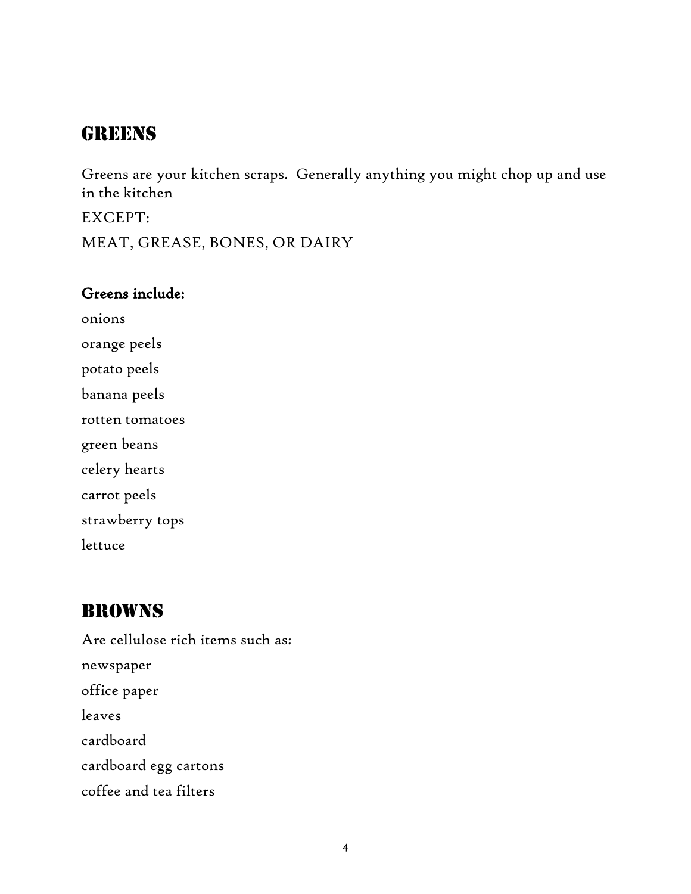## GREENS

Greens are your kitchen scraps. Generally anything you might chop up and use in the kitchen

EXCEPT:

MEAT, GREASE, BONES, OR DAIRY

**Greens include:**

onions

orange peels

potato peels

banana peels

rotten tomatoes

green beans

celery hearts

carrot peels

strawberry tops

lettuce

## BROWNS

Are cellulose rich items such as:

newspaper

office paper

leaves

cardboard

cardboard egg cartons

coffee and tea filters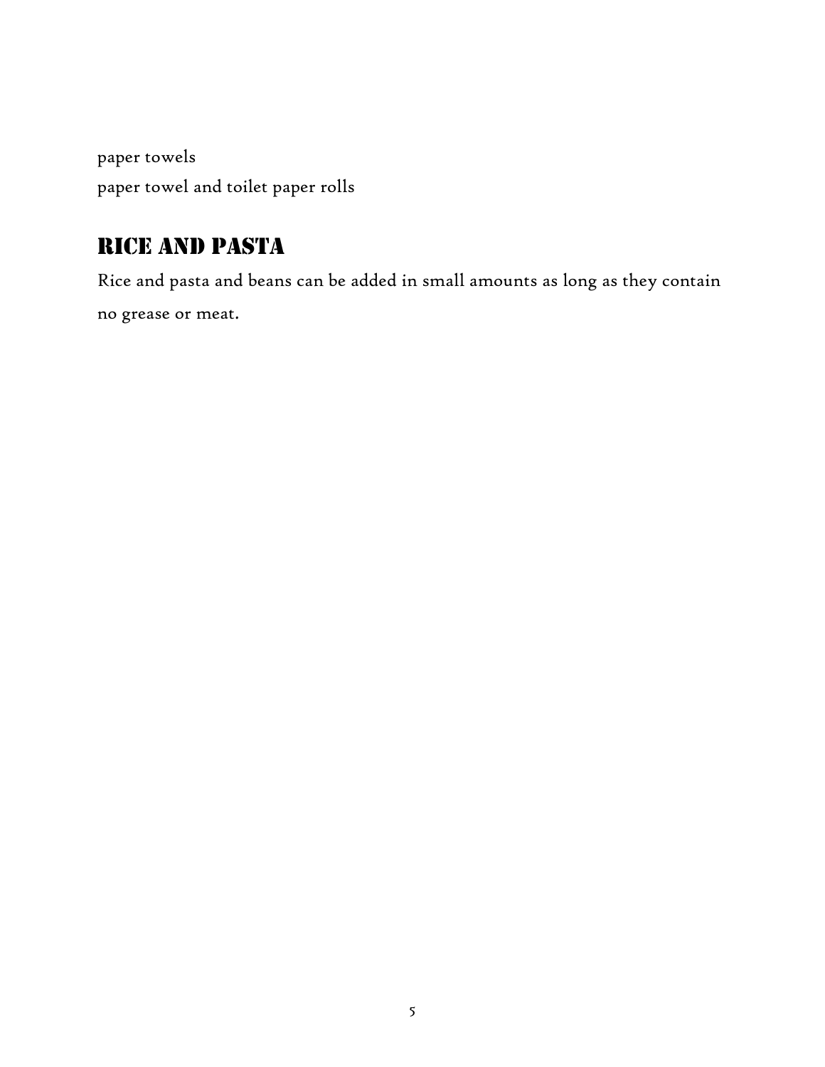paper towels
paper towel and toilet paper rolls

## RICE AND PASTA

Rice and pasta and beans can be added in small amounts as long as they contain no grease or meat.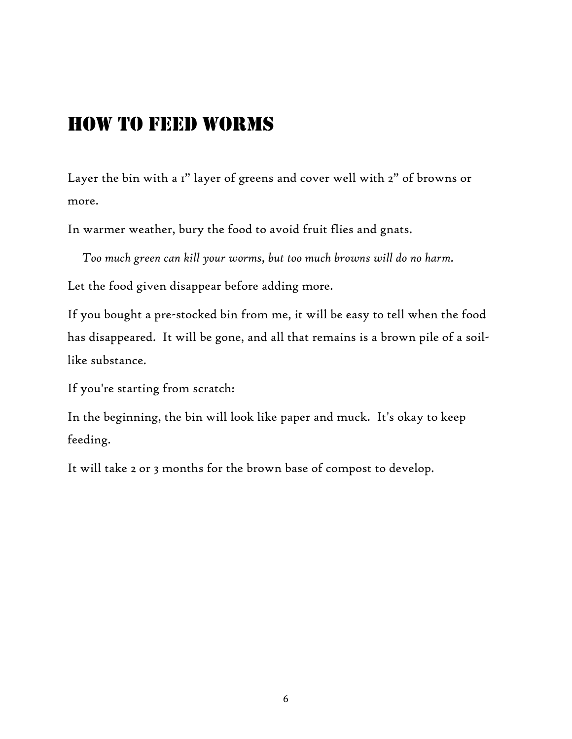# HOW TO FEED WORMS

Layer the bin with a 1" layer of greens and cover well with 2" of browns or more.

In warmer weather, bury the food to avoid fruit flies and gnats.

*Too much green can kill your worms, but too much browns will do no harm.*

Let the food given disappear before adding more.

If you bought a pre-stocked bin from me, it will be easy to tell when the food has disappeared. It will be gone, and all that remains is a brown pile of a soil-like substance.

If you're starting from scratch:

In the beginning, the bin will look like paper and muck. It's okay to keep feeding.

It will take 2 or 3 months for the brown base of compost to develop.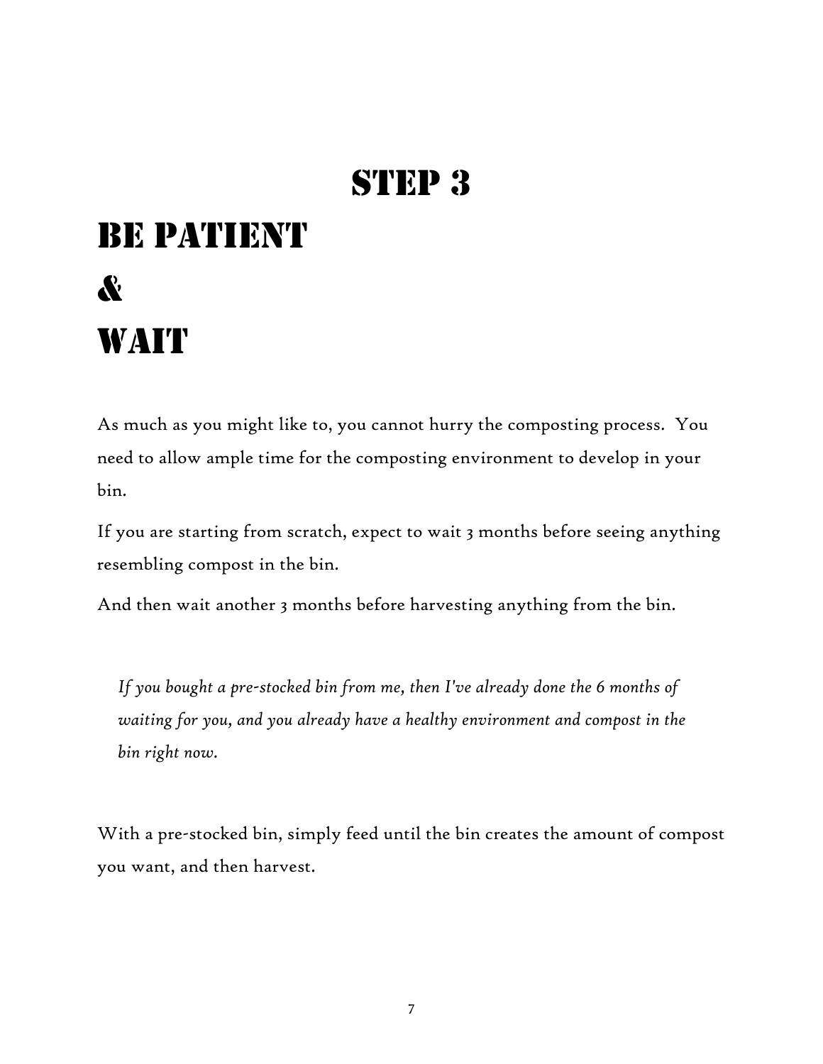# STEP 3

# BE PATIENT

# &

# WAIT

As much as you might like to, you cannot hurry the composting process. You need to allow ample time for the composting environment to develop in your bin.

If you are starting from scratch, expect to wait 3 months before seeing anything resembling compost in the bin.

And then wait another 3 months before harvesting anything from the bin.

> *If you bought a pre-stocked bin from me, then I've already done the 6 months of waiting for you, and you already have a healthy environment and compost in the bin right now.*

With a pre-stocked bin, simply feed until the bin creates the amount of compost you want, and then harvest.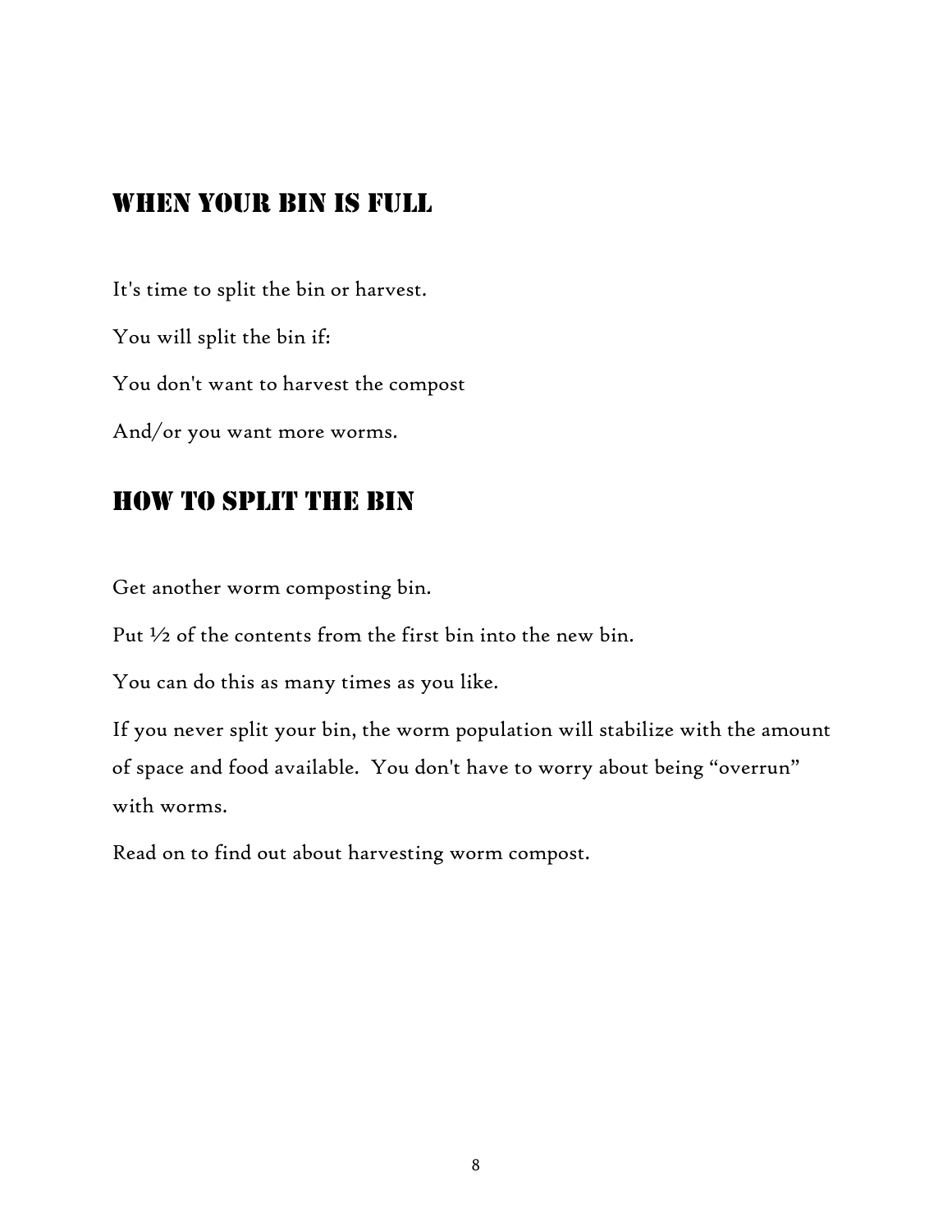## When Your Bin Is Full

It's time to split the bin or harvest.

You will split the bin if:

You don't want to harvest the compost

And/or you want more worms.

## How To Split The Bin

Get another worm composting bin.

Put ½ of the contents from the first bin into the new bin.

You can do this as many times as you like.

If you never split your bin, the worm population will stabilize with the amount of space and food available.  You don't have to worry about being "overrun" with worms.

Read on to find out about harvesting worm compost.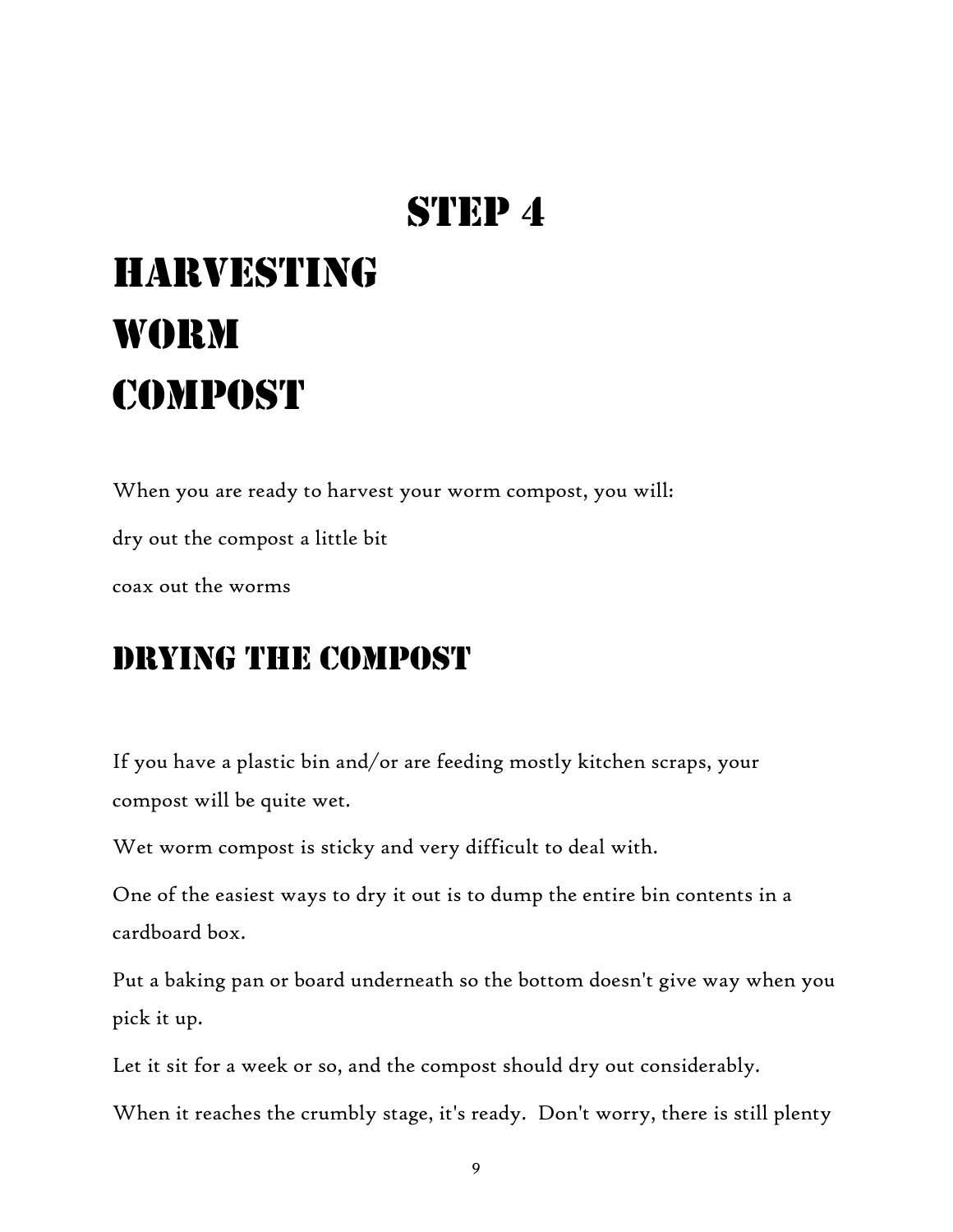# Step 4

# Harvesting Worm Compost

When you are ready to harvest your worm compost, you will:

dry out the compost a little bit

coax out the worms

## Drying the Compost

If you have a plastic bin and/or are feeding mostly kitchen scraps, your compost will be quite wet.

Wet worm compost is sticky and very difficult to deal with.

One of the easiest ways to dry it out is to dump the entire bin contents in a cardboard box.

Put a baking pan or board underneath so the bottom doesn't give way when you pick it up.

Let it sit for a week or so, and the compost should dry out considerably.

When it reaches the crumbly stage, it's ready. Don't worry, there is still plenty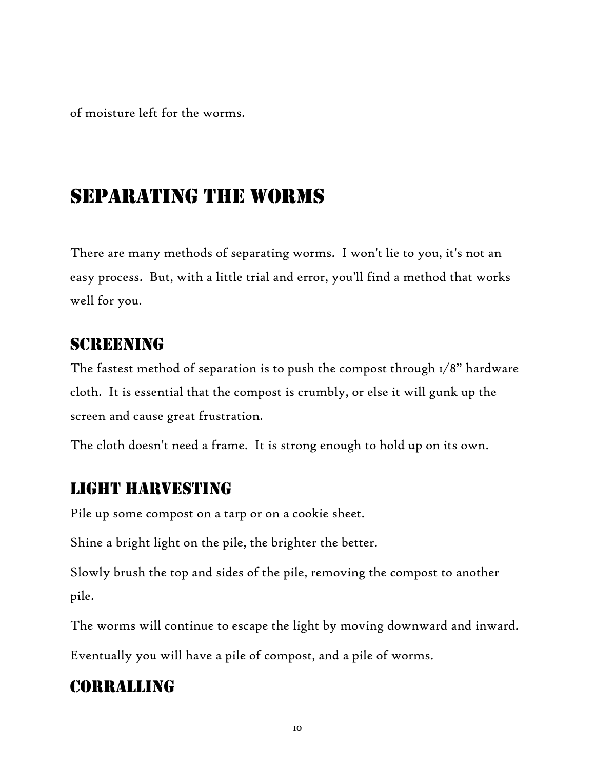of moisture left for the worms.

# Separating the Worms

There are many methods of separating worms. I won't lie to you, it's not an easy process. But, with a little trial and error, you'll find a method that works well for you.

## Screening

The fastest method of separation is to push the compost through 1/8” hardware cloth. It is essential that the compost is crumbly, or else it will gunk up the screen and cause great frustration.

The cloth doesn't need a frame. It is strong enough to hold up on its own.

## Light Harvesting

Pile up some compost on a tarp or on a cookie sheet.

Shine a bright light on the pile, the brighter the better.

Slowly brush the top and sides of the pile, removing the compost to another pile.

The worms will continue to escape the light by moving downward and inward.

Eventually you will have a pile of compost, and a pile of worms.

## Corralling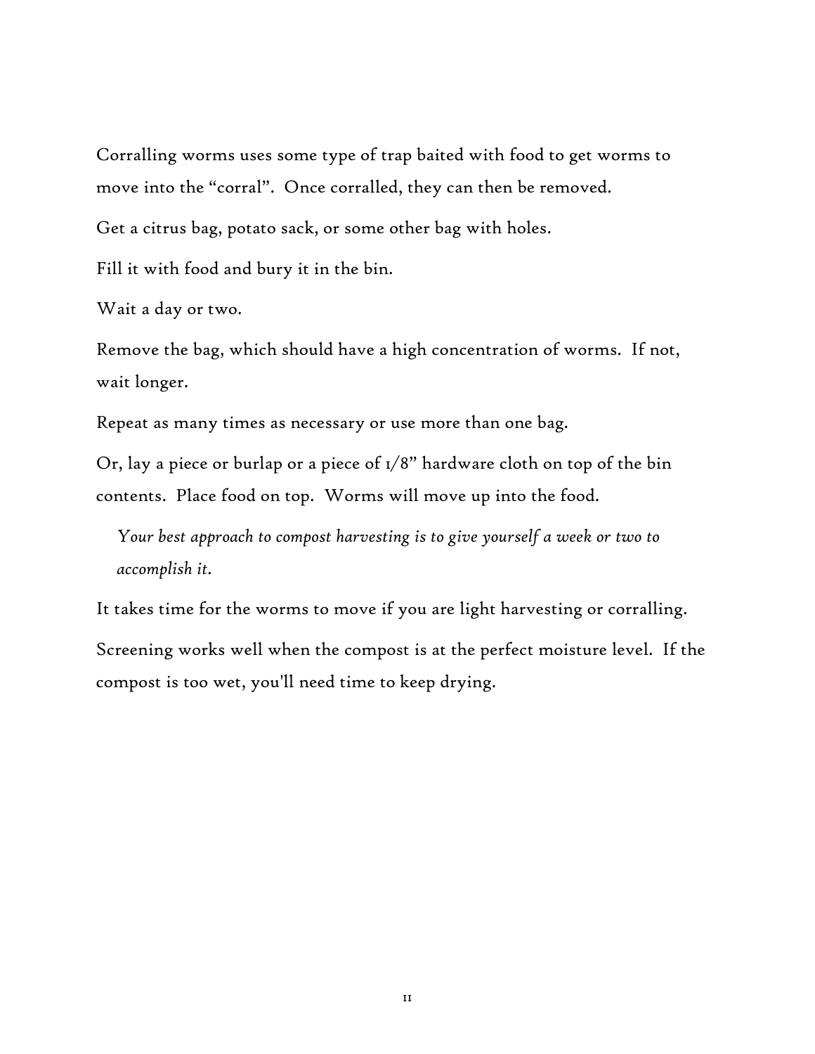Corralling worms uses some type of trap baited with food to get worms to move into the "corral". Once corralled, they can then be removed.

Get a citrus bag, potato sack, or some other bag with holes.

Fill it with food and bury it in the bin.

Wait a day or two.

Remove the bag, which should have a high concentration of worms. If not, wait longer.

Repeat as many times as necessary or use more than one bag.

Or, lay a piece or burlap or a piece of 1/8" hardware cloth on top of the bin contents. Place food on top. Worms will move up into the food.

> *Your best approach to compost harvesting is to give yourself a week or two to accomplish it.*

It takes time for the worms to move if you are light harvesting or corralling.

Screening works well when the compost is at the perfect moisture level. If the compost is too wet, you'll need time to keep drying.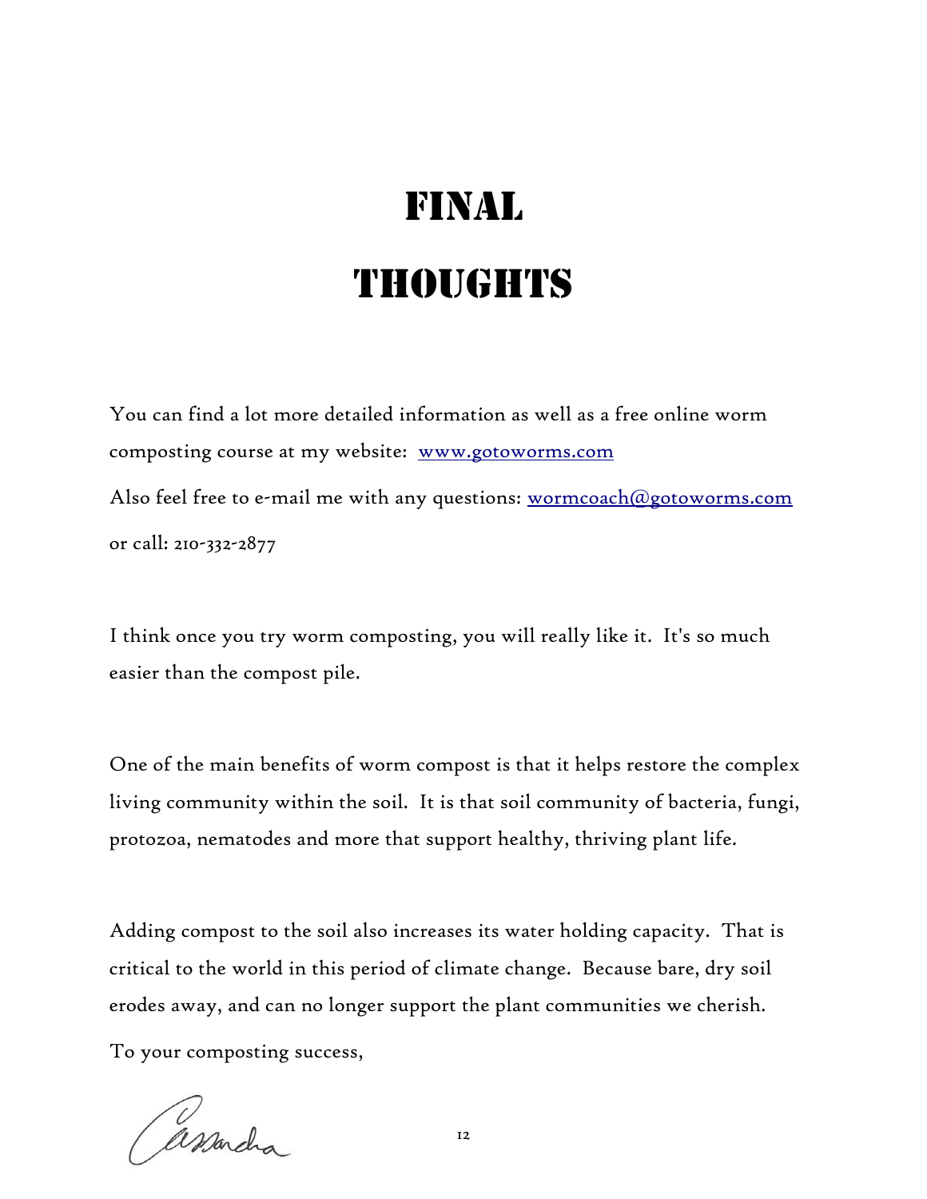# Final Thoughts

You can find a lot more detailed information as well as a free online worm composting course at my website: [www.gotoworms.com](http://www.gotoworms.com)

Also feel free to e-mail me with any questions: [wormcoach@gotoworms.com](mailto:wormcoach@gotoworms.com)

or call: 210-332-2877

I think once you try worm composting, you will really like it. It's so much easier than the compost pile.

One of the main benefits of worm compost is that it helps restore the complex living community within the soil. It is that soil community of bacteria, fungi, protozoa, nematodes and more that support healthy, thriving plant life.

Adding compost to the soil also increases its water holding capacity. That is critical to the world in this period of climate change. Because bare, dry soil erodes away, and can no longer support the plant communities we cherish.

To your composting success,

Cassandra